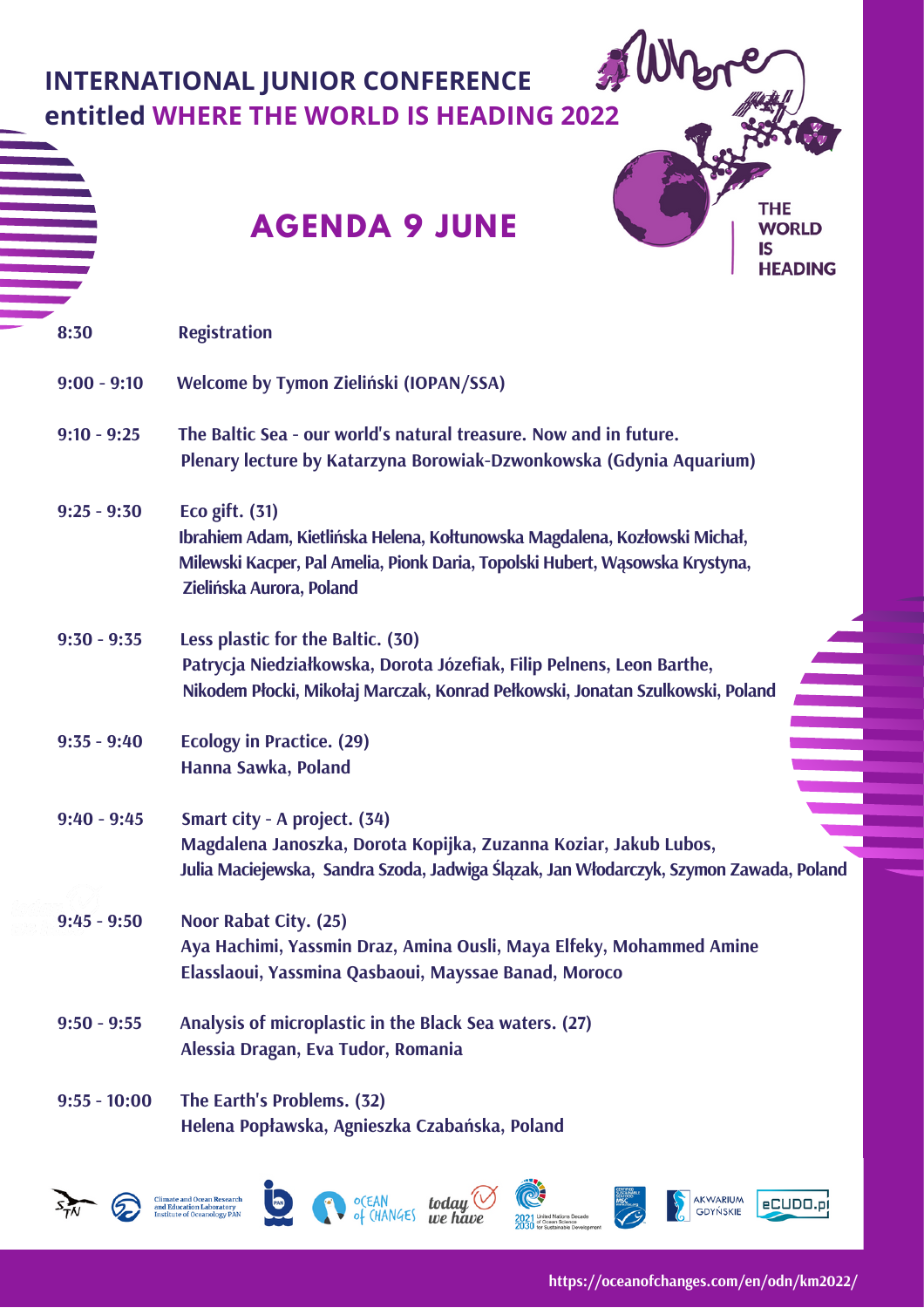# INTERNATIONAL JUNIOR CONFERENCE entitled WHERE THE WORLD IS HEADING 2022

## AGENDA 9 JUNE

| | |
|---|---|
| 8:30 | Registration |
| 9:00 - 9:10 | Welcome by Tymon Zieliński (IOPAN/SSA) |
| 9:10 - 9:25 | The Baltic Sea - our world's natural treasure. Now and in future. Plenary lecture by Katarzyna Borowiak-Dzwonkowska (Gdynia Aquarium) |
| 9:25 - 9:30 | Eco gift. (31) Ibrahiem Adam, Kietlińska Helena, Kołtunowska Magdalena, Kozłowski Michał, Milewski Kacper, Pal Amelia, Pionk Daria, Topolski Hubert, Wąsowska Krystyna, Zielińska Aurora, Poland |
| 9:30 - 9:35 | Less plastic for the Baltic. (30) Patrycja Niedziałkowska, Dorota Józefiak, Filip Pelnens, Leon Barthe, Nikodem Płocki, Mikołaj Marczak, Konrad Pełkowski, Jonatan Szulkowski, Poland |
| 9:35 - 9:40 | Ecology in Practice. (29) Hanna Sawka, Poland |
| 9:40 - 9:45 | Smart city - A project. (34) Magdalena Janoszka, Dorota Kopijka, Zuzanna Koziar, Jakub Lubos, Julia Maciejewska, Sandra Szoda, Jadwiga Ślązak, Jan Włodarczyk, Szymon Zawada, Poland |
| 9:45 - 9:50 | Noor Rabat City. (25) Aya Hachimi, Yassmin Draz, Amina Ousli, Maya Elfeky, Mohammed Amine Elasslaoui, Yassmina Qasbaoui, Mayssae Banad, Moroco |
| 9:50 - 9:55 | Analysis of microplastic in the Black Sea waters. (27) Alessia Dragan, Eva Tudor, Romania |
| 9:55 - 10:00 | The Earth's Problems. (32) Helena Popławska, Agnieszka Czabańska, Poland |

https://oceanofchanges.com/en/odn/km2022/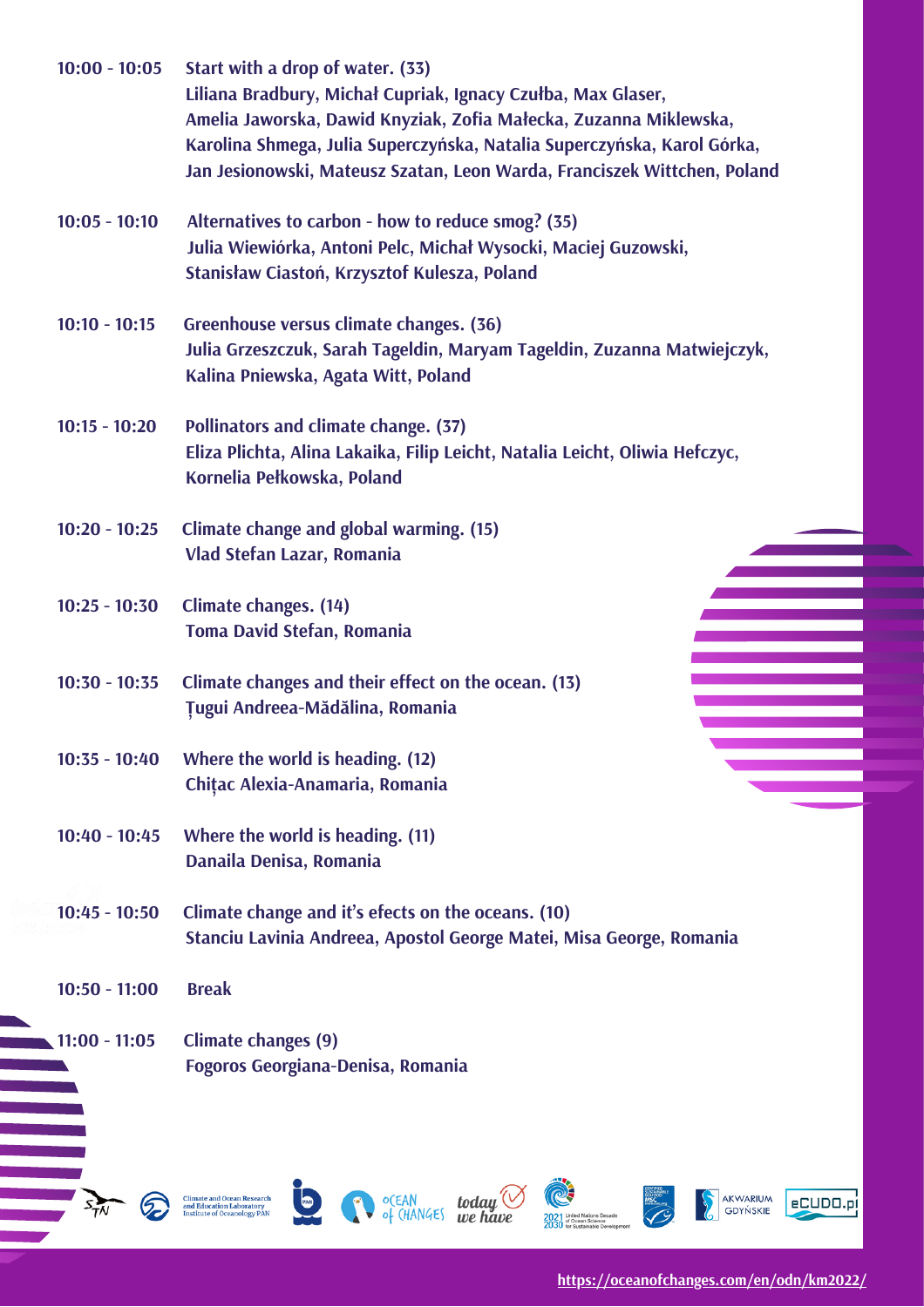| | |
|---|---|
| **10:00 - 10:05** | **Start with a drop of water. (33)**<br>**Liliana Bradbury, Michał Cupriak, Ignacy Czułba, Max Glaser, Amelia Jaworska, Dawid Knyziak, Zofia Małecka, Zuzanna Miklewska, Karolina Shmega, Julia Superczyńska, Natalia Superczyńska, Karol Górka, Jan Jesionowski, Mateusz Szatan, Leon Warda, Franciszek Wittchen, Poland** |
| **10:05 - 10:10** | **Alternatives to carbon - how to reduce smog? (35)**<br>**Julia Wiewiórka, Antoni Pelc, Michał Wysocki, Maciej Guzowski, Stanisław Ciastoń, Krzysztof Kulesza, Poland** |
| **10:10 - 10:15** | **Greenhouse versus climate changes. (36)**<br>**Julia Grzeszczuk, Sarah Tageldin, Maryam Tageldin, Zuzanna Matwiejczyk, Kalina Pniewska, Agata Witt, Poland** |
| **10:15 - 10:20** | **Pollinators and climate change. (37)**<br>**Eliza Plichta, Alina Lakaika, Filip Leicht, Natalia Leicht, Oliwia Hefczyc, Kornelia Pełkowska, Poland** |
| **10:20 - 10:25** | **Climate change and global warming. (15)**<br>**Vlad Stefan Lazar, Romania** |
| **10:25 - 10:30** | **Climate changes. (14)**<br>**Toma David Stefan, Romania** |
| **10:30 - 10:35** | **Climate changes and their effect on the ocean. (13)**<br>**Țugui Andreea-Mădălina, Romania** |
| **10:35 - 10:40** | **Where the world is heading. (12)**<br>**Chițac Alexia-Anamaria, Romania** |
| **10:40 - 10:45** | **Where the world is heading. (11)**<br>**Danaila Denisa, Romania** |
| **10:45 - 10:50** | **Climate change and it's efects on the oceans. (10)**<br>**Stanciu Lavinia Andreea, Apostol George Matei, Misa George, Romania** |
| **10:50 - 11:00** | **Break** |
| **11:00 - 11:05** | **Climate changes (9)**<br>**Fogoros Georgiana-Denisa, Romania** |

https://oceanofchanges.com/en/odn/km2022/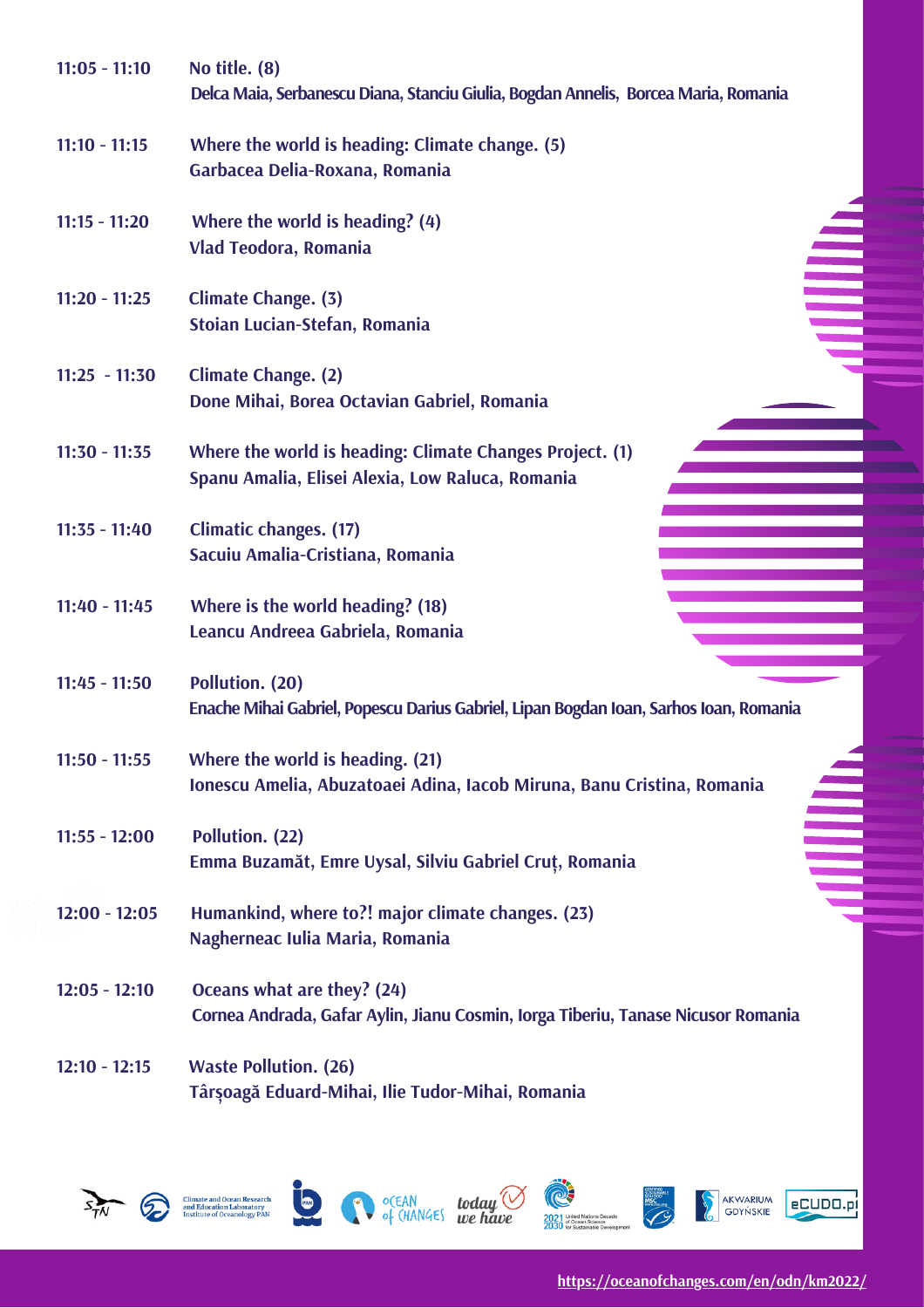| | |
|---|---|
| 11:05 - 11:10 | No title. (8)<br>Delca Maia, Serbanescu Diana, Stanciu Giulia, Bogdan Annelis, Borcea Maria, Romania |
| 11:10 - 11:15 | Where the world is heading: Climate change. (5)<br>Garbacea Delia-Roxana, Romania |
| 11:15 - 11:20 | Where the world is heading? (4)<br>Vlad Teodora, Romania |
| 11:20 - 11:25 | Climate Change. (3)<br>Stoian Lucian-Stefan, Romania |
| 11:25 - 11:30 | Climate Change. (2)<br>Done Mihai, Borea Octavian Gabriel, Romania |
| 11:30 - 11:35 | Where the world is heading: Climate Changes Project. (1)<br>Spanu Amalia, Elisei Alexia, Low Raluca, Romania |
| 11:35 - 11:40 | Climatic changes. (17)<br>Sacuiu Amalia-Cristiana, Romania |
| 11:40 - 11:45 | Where is the world heading? (18)<br>Leancu Andreea Gabriela, Romania |
| 11:45 - 11:50 | Pollution. (20)<br>Enache Mihai Gabriel, Popescu Darius Gabriel, Lipan Bogdan Ioan, Sarhos Ioan, Romania |
| 11:50 - 11:55 | Where the world is heading. (21)<br>Ionescu Amelia, Abuzatoaei Adina, Iacob Miruna, Banu Cristina, Romania |
| 11:55 - 12:00 | Pollution. (22)<br>Emma Buzamăt, Emre Uysal, Silviu Gabriel Cruț, Romania |
| 12:00 - 12:05 | Humankind, where to?! major climate changes. (23)<br>Nagherneac Iulia Maria, Romania |
| 12:05 - 12:10 | Oceans what are they? (24)<br>Cornea Andrada, Gafar Aylin, Jianu Cosmin, Iorga Tiberiu, Tanase Nicusor Romania |
| 12:10 - 12:15 | Waste Pollution. (26)<br>Târșoagă Eduard-Mihai, Ilie Tudor-Mihai, Romania |

Climate and Ocean Research and Education Laboratory Institute of Oceanology PAN

https://oceanofchanges.com/en/odn/km2022/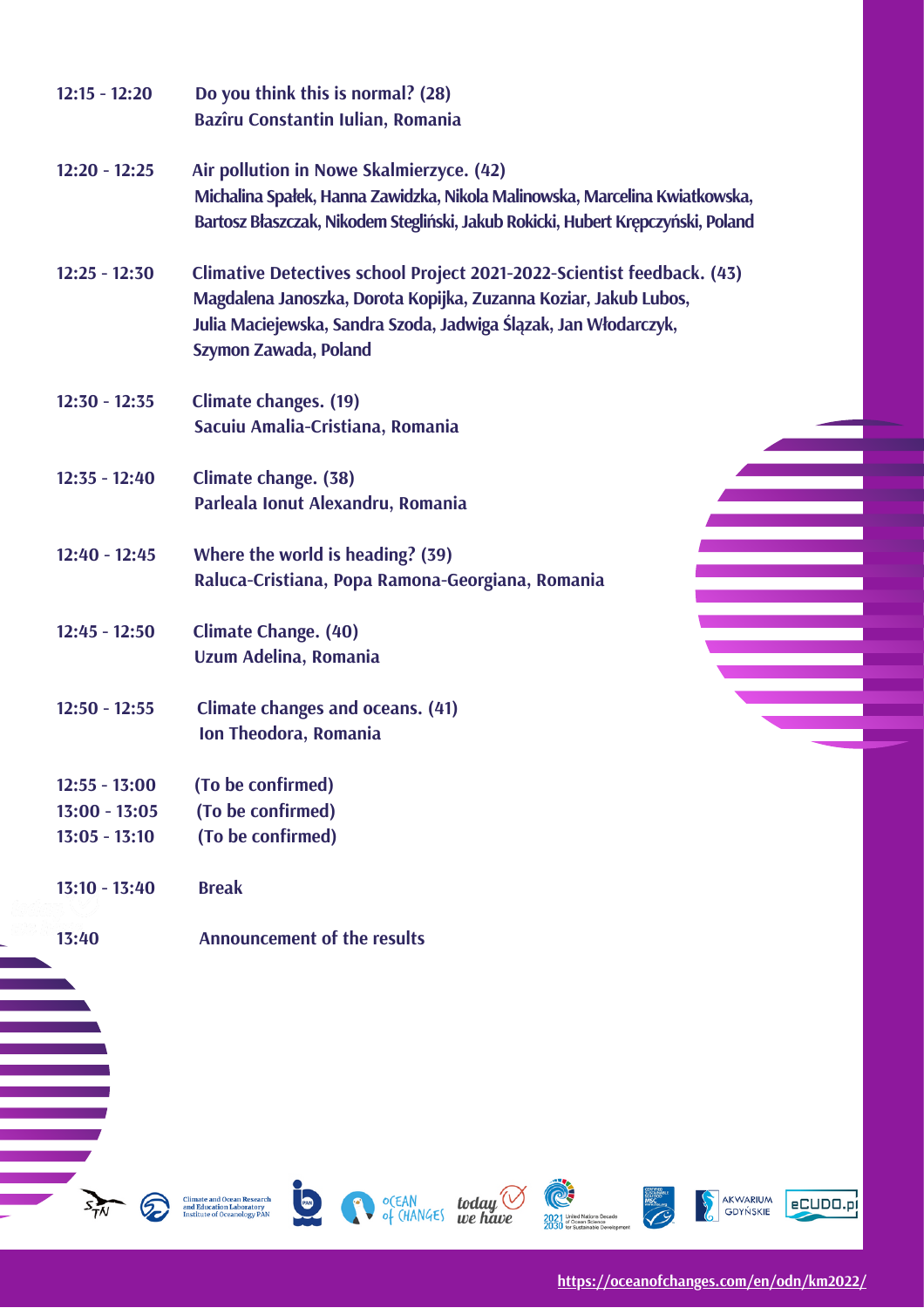12:15 - 12:20 **Do you think this is normal? (28)**
**Bazîru Constantin Iulian, Romania**

12:20 - 12:25 **Air pollution in Nowe Skalmierzyce. (42)**
**Michalina Spałek, Hanna Zawidzka, Nikola Malinowska, Marcelina Kwiatkowska, Bartosz Błaszczak, Nikodem Stegliński, Jakub Rokicki, Hubert Krępczyński, Poland**

12:25 - 12:30 **Climative Detectives school Project 2021-2022-Scientist feedback. (43)**
**Magdalena Janoszka, Dorota Kopijka, Zuzanna Koziar, Jakub Lubos, Julia Maciejewska, Sandra Szoda, Jadwiga Ślązak, Jan Włodarczyk, Szymon Zawada, Poland**

12:30 - 12:35 **Climate changes. (19)**
**Sacuiu Amalia-Cristiana, Romania**

12:35 - 12:40 **Climate change. (38)**
**Parleala Ionut Alexandru, Romania**

12:40 - 12:45 **Where the world is heading? (39)**
**Raluca-Cristiana, Popa Ramona-Georgiana, Romania**

12:45 - 12:50 **Climate Change. (40)**
**Uzum Adelina, Romania**

12:50 - 12:55 **Climate changes and oceans. (41)**
**Ion Theodora, Romania**

12:55 - 13:00 **(To be confirmed)**
13:00 - 13:05 **(To be confirmed)**
13:05 - 13:10 **(To be confirmed)**

13:10 - 13:40 **Break**

13:40 **Announcement of the results**

Climate and Ocean Research and Education Laboratory Institute of Oceanology PAN

https://oceanofchanges.com/en/odn/km2022/